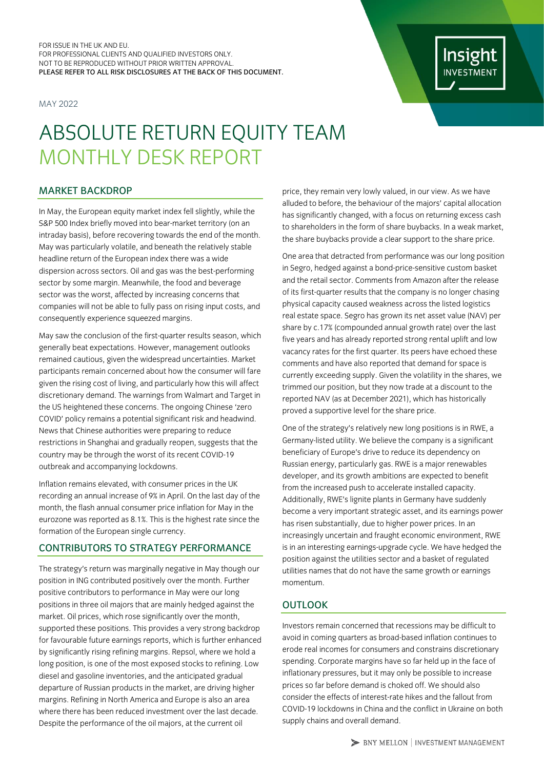FOR ISSUE IN THE UK AND EU.
FOR PROFESSIONAL CLIENTS AND QUALIFIED INVESTORS ONLY.
NOT TO BE REPRODUCED WITHOUT PRIOR WRITTEN APPROVAL.
**PLEASE REFER TO ALL RISK DISCLOSURES AT THE BACK OF THIS DOCUMENT.**

MAY 2022

# ABSOLUTE RETURN EQUITY TEAM MONTHLY DESK REPORT

## MARKET BACKDROP

In May, the European equity market index fell slightly, while the S&P 500 Index briefly moved into bear-market territory (on an intraday basis), before recovering towards the end of the month. May was particularly volatile, and beneath the relatively stable headline return of the European index there was a wide dispersion across sectors. Oil and gas was the best-performing sector by some margin. Meanwhile, the food and beverage sector was the worst, affected by increasing concerns that companies will not be able to fully pass on rising input costs, and consequently experience squeezed margins.

May saw the conclusion of the first-quarter results season, which generally beat expectations. However, management outlooks remained cautious, given the widespread uncertainties. Market participants remain concerned about how the consumer will fare given the rising cost of living, and particularly how this will affect discretionary demand. The warnings from Walmart and Target in the US heightened these concerns. The ongoing Chinese 'zero COVID' policy remains a potential significant risk and headwind. News that Chinese authorities were preparing to reduce restrictions in Shanghai and gradually reopen, suggests that the country may be through the worst of its recent COVID-19 outbreak and accompanying lockdowns.

Inflation remains elevated, with consumer prices in the UK recording an annual increase of 9% in April. On the last day of the month, the flash annual consumer price inflation for May in the eurozone was reported as 8.1%. This is the highest rate since the formation of the European single currency.

## CONTRIBUTORS TO STRATEGY PERFORMANCE

The strategy's return was marginally negative in May though our position in ING contributed positively over the month. Further positive contributors to performance in May were our long positions in three oil majors that are mainly hedged against the market. Oil prices, which rose significantly over the month, supported these positions. This provides a very strong backdrop for favourable future earnings reports, which is further enhanced by significantly rising refining margins. Repsol, where we hold a long position, is one of the most exposed stocks to refining. Low diesel and gasoline inventories, and the anticipated gradual departure of Russian products in the market, are driving higher margins. Refining in North America and Europe is also an area where there has been reduced investment over the last decade. Despite the performance of the oil majors, at the current oil price, they remain very lowly valued, in our view. As we have alluded to before, the behaviour of the majors' capital allocation has significantly changed, with a focus on returning excess cash to shareholders in the form of share buybacks. In a weak market, the share buybacks provide a clear support to the share price.

One area that detracted from performance was our long position in Segro, hedged against a bond-price-sensitive custom basket and the retail sector. Comments from Amazon after the release of its first-quarter results that the company is no longer chasing physical capacity caused weakness across the listed logistics real estate space. Segro has grown its net asset value (NAV) per share by c.17% (compounded annual growth rate) over the last five years and has already reported strong rental uplift and low vacancy rates for the first quarter. Its peers have echoed these comments and have also reported that demand for space is currently exceeding supply. Given the volatility in the shares, we trimmed our position, but they now trade at a discount to the reported NAV (as at December 2021), which has historically proved a supportive level for the share price.

One of the strategy's relatively new long positions is in RWE, a Germany-listed utility. We believe the company is a significant beneficiary of Europe's drive to reduce its dependency on Russian energy, particularly gas. RWE is a major renewables developer, and its growth ambitions are expected to benefit from the increased push to accelerate installed capacity. Additionally, RWE's lignite plants in Germany have suddenly become a very important strategic asset, and its earnings power has risen substantially, due to higher power prices. In an increasingly uncertain and fraught economic environment, RWE is in an interesting earnings-upgrade cycle. We have hedged the position against the utilities sector and a basket of regulated utilities names that do not have the same growth or earnings momentum.

## OUTLOOK

Investors remain concerned that recessions may be difficult to avoid in coming quarters as broad-based inflation continues to erode real incomes for consumers and constrains discretionary spending. Corporate margins have so far held up in the face of inflationary pressures, but it may only be possible to increase prices so far before demand is choked off. We should also consider the effects of interest-rate hikes and the fallout from COVID-19 lockdowns in China and the conflict in Ukraine on both supply chains and overall demand.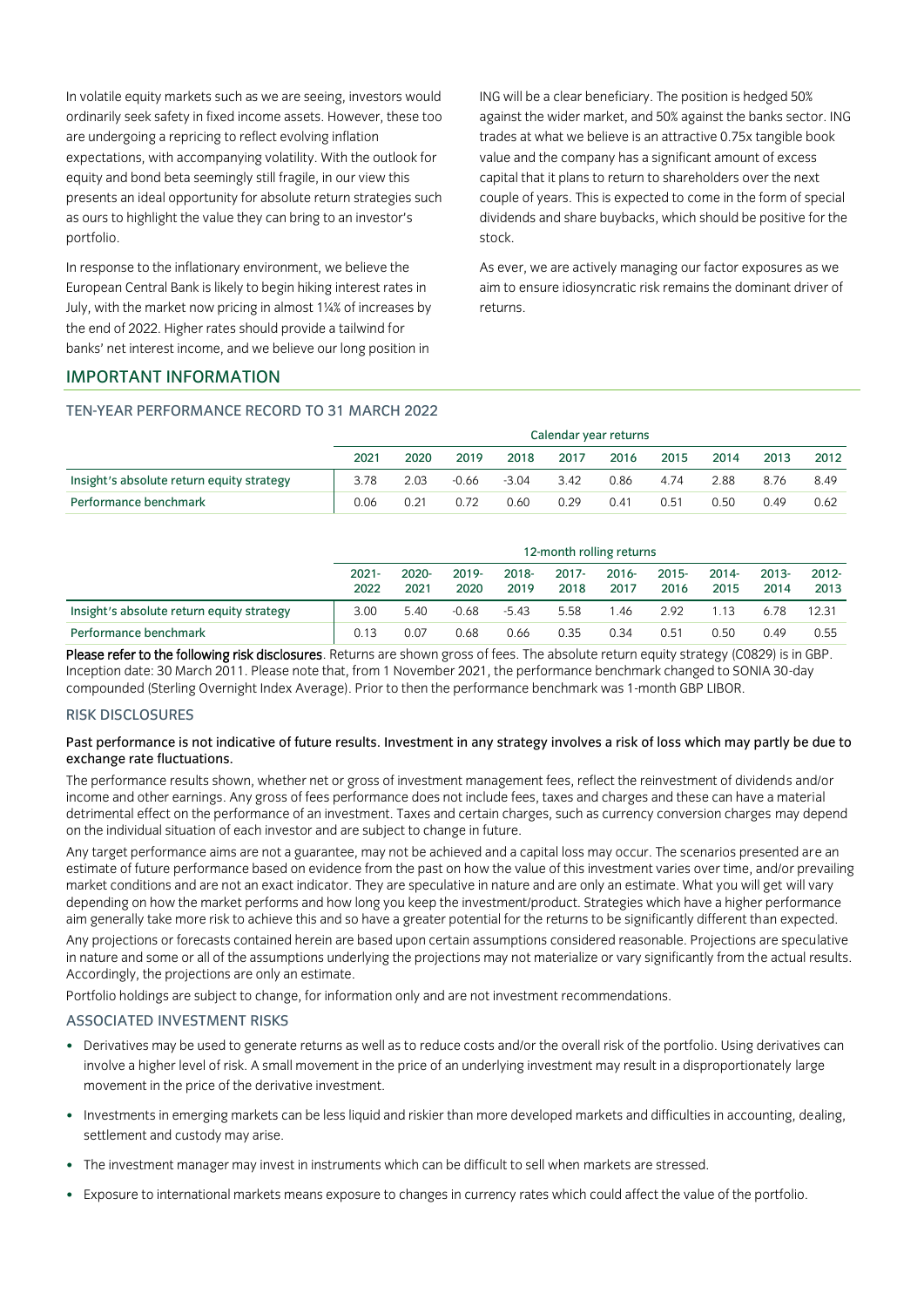In volatile equity markets such as we are seeing, investors would ordinarily seek safety in fixed income assets. However, these too are undergoing a repricing to reflect evolving inflation expectations, with accompanying volatility. With the outlook for equity and bond beta seemingly still fragile, in our view this presents an ideal opportunity for absolute return strategies such as ours to highlight the value they can bring to an investor's portfolio.

In response to the inflationary environment, we believe the European Central Bank is likely to begin hiking interest rates in July, with the market now pricing in almost 1¼% of increases by the end of 2022. Higher rates should provide a tailwind for banks' net interest income, and we believe our long position in ING will be a clear beneficiary. The position is hedged 50% against the wider market, and 50% against the banks sector. ING trades at what we believe is an attractive 0.75x tangible book value and the company has a significant amount of excess capital that it plans to return to shareholders over the next couple of years. This is expected to come in the form of special dividends and share buybacks, which should be positive for the stock.

As ever, we are actively managing our factor exposures as we aim to ensure idiosyncratic risk remains the dominant driver of returns.

## IMPORTANT INFORMATION

### TEN-YEAR PERFORMANCE RECORD TO 31 MARCH 2022

| | Calendar year returns | | | | | | | | | |
|---|---|---|---|---|---|---|---|---|---|---|
| | 2021 | 2020 | 2019 | 2018 | 2017 | 2016 | 2015 | 2014 | 2013 | 2012 |
| Insight's absolute return equity strategy | 3.78 | 2.03 | -0.66 | -3.04 | 3.42 | 0.86 | 4.74 | 2.88 | 8.76 | 8.49 |
| Performance benchmark | 0.06 | 0.21 | 0.72 | 0.60 | 0.29 | 0.41 | 0.51 | 0.50 | 0.49 | 0.62 |

| | 12-month rolling returns | | | | | | | | | |
|---|---|---|---|---|---|---|---|---|---|---|
| | 2021-2022 | 2020-2021 | 2019-2020 | 2018-2019 | 2017-2018 | 2016-2017 | 2015-2016 | 2014-2015 | 2013-2014 | 2012-2013 |
| Insight's absolute return equity strategy | 3.00 | 5.40 | -0.68 | -5.43 | 5.58 | 1.46 | 2.92 | 1.13 | 6.78 | 12.31 |
| Performance benchmark | 0.13 | 0.07 | 0.68 | 0.66 | 0.35 | 0.34 | 0.51 | 0.50 | 0.49 | 0.55 |

Please refer to the following risk disclosures. Returns are shown gross of fees. The absolute return equity strategy (C0829) is in GBP. Inception date: 30 March 2011. Please note that, from 1 November 2021, the performance benchmark changed to SONIA 30-day compounded (Sterling Overnight Index Average). Prior to then the performance benchmark was 1-month GBP LIBOR.

### RISK DISCLOSURES

**Past performance is not indicative of future results. Investment in any strategy involves a risk of loss which may partly be due to exchange rate fluctuations.**

The performance results shown, whether net or gross of investment management fees, reflect the reinvestment of dividends and/or income and other earnings. Any gross of fees performance does not include fees, taxes and charges and these can have a material detrimental effect on the performance of an investment. Taxes and certain charges, such as currency conversion charges may depend on the individual situation of each investor and are subject to change in future.

Any target performance aims are not a guarantee, may not be achieved and a capital loss may occur. The scenarios presented are an estimate of future performance based on evidence from the past on how the value of this investment varies over time, and/or prevailing market conditions and are not an exact indicator. They are speculative in nature and are only an estimate. What you will get will vary depending on how the market performs and how long you keep the investment/product. Strategies which have a higher performance aim generally take more risk to achieve this and so have a greater potential for the returns to be significantly different than expected.

Any projections or forecasts contained herein are based upon certain assumptions considered reasonable. Projections are speculative in nature and some or all of the assumptions underlying the projections may not materialize or vary significantly from the actual results. Accordingly, the projections are only an estimate.

Portfolio holdings are subject to change, for information only and are not investment recommendations.

### ASSOCIATED INVESTMENT RISKS

- Derivatives may be used to generate returns as well as to reduce costs and/or the overall risk of the portfolio. Using derivatives can involve a higher level of risk. A small movement in the price of an underlying investment may result in a disproportionately large movement in the price of the derivative investment.
- Investments in emerging markets can be less liquid and riskier than more developed markets and difficulties in accounting, dealing, settlement and custody may arise.
- The investment manager may invest in instruments which can be difficult to sell when markets are stressed.
- Exposure to international markets means exposure to changes in currency rates which could affect the value of the portfolio.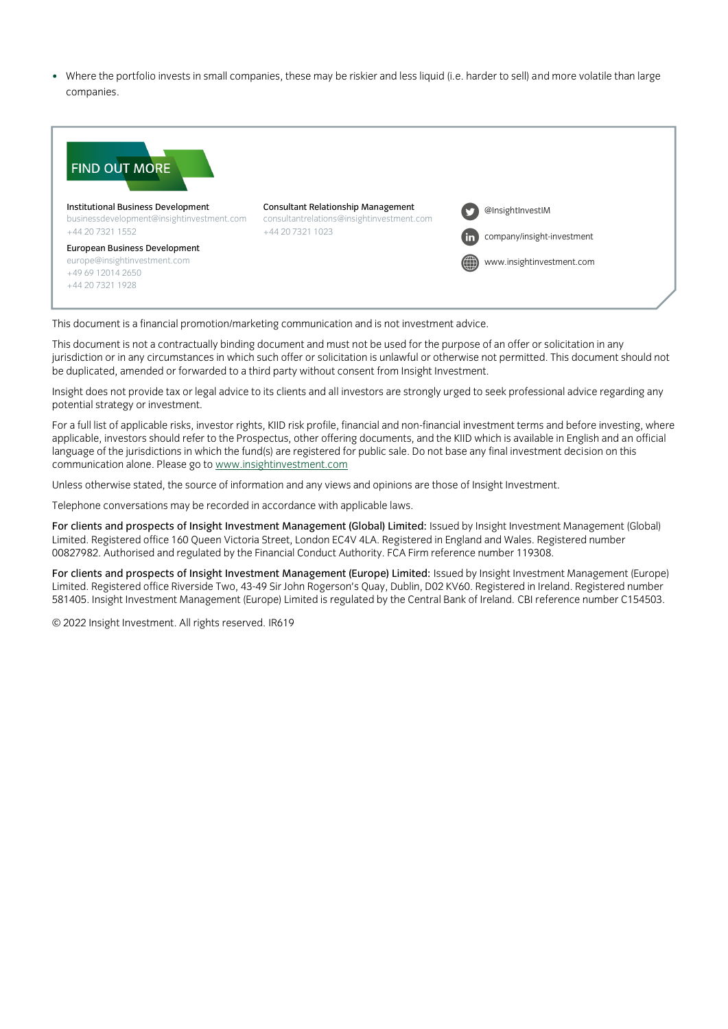- Where the portfolio invests in small companies, these may be riskier and less liquid (i.e. harder to sell) and more volatile than large companies.

## FIND OUT MORE

**Institutional Business Development**
businessdevelopment@insightinvestment.com
+44 20 7321 1552

**European Business Development**
europe@insightinvestment.com
+49 69 12014 2650
+44 20 7321 1928

**Consultant Relationship Management**
consultantrelations@insightinvestment.com
+44 20 7321 1023

@InsightInvestIM

company/insight-investment

www.insightinvestment.com

This document is a financial promotion/marketing communication and is not investment advice.

This document is not a contractually binding document and must not be used for the purpose of an offer or solicitation in any jurisdiction or in any circumstances in which such offer or solicitation is unlawful or otherwise not permitted. This document should not be duplicated, amended or forwarded to a third party without consent from Insight Investment.

Insight does not provide tax or legal advice to its clients and all investors are strongly urged to seek professional advice regarding any potential strategy or investment.

For a full list of applicable risks, investor rights, KIID risk profile, financial and non-financial investment terms and before investing, where applicable, investors should refer to the Prospectus, other offering documents, and the KIID which is available in English and an official language of the jurisdictions in which the fund(s) are registered for public sale. Do not base any final investment decision on this communication alone. Please go to www.insightinvestment.com

Unless otherwise stated, the source of information and any views and opinions are those of Insight Investment.

Telephone conversations may be recorded in accordance with applicable laws.

**For clients and prospects of Insight Investment Management (Global) Limited:** Issued by Insight Investment Management (Global) Limited. Registered office 160 Queen Victoria Street, London EC4V 4LA. Registered in England and Wales. Registered number 00827982. Authorised and regulated by the Financial Conduct Authority. FCA Firm reference number 119308.

**For clients and prospects of Insight Investment Management (Europe) Limited:** Issued by Insight Investment Management (Europe) Limited. Registered office Riverside Two, 43-49 Sir John Rogerson's Quay, Dublin, D02 KV60. Registered in Ireland. Registered number 581405. Insight Investment Management (Europe) Limited is regulated by the Central Bank of Ireland. CBI reference number C154503.

© 2022 Insight Investment. All rights reserved. IR619